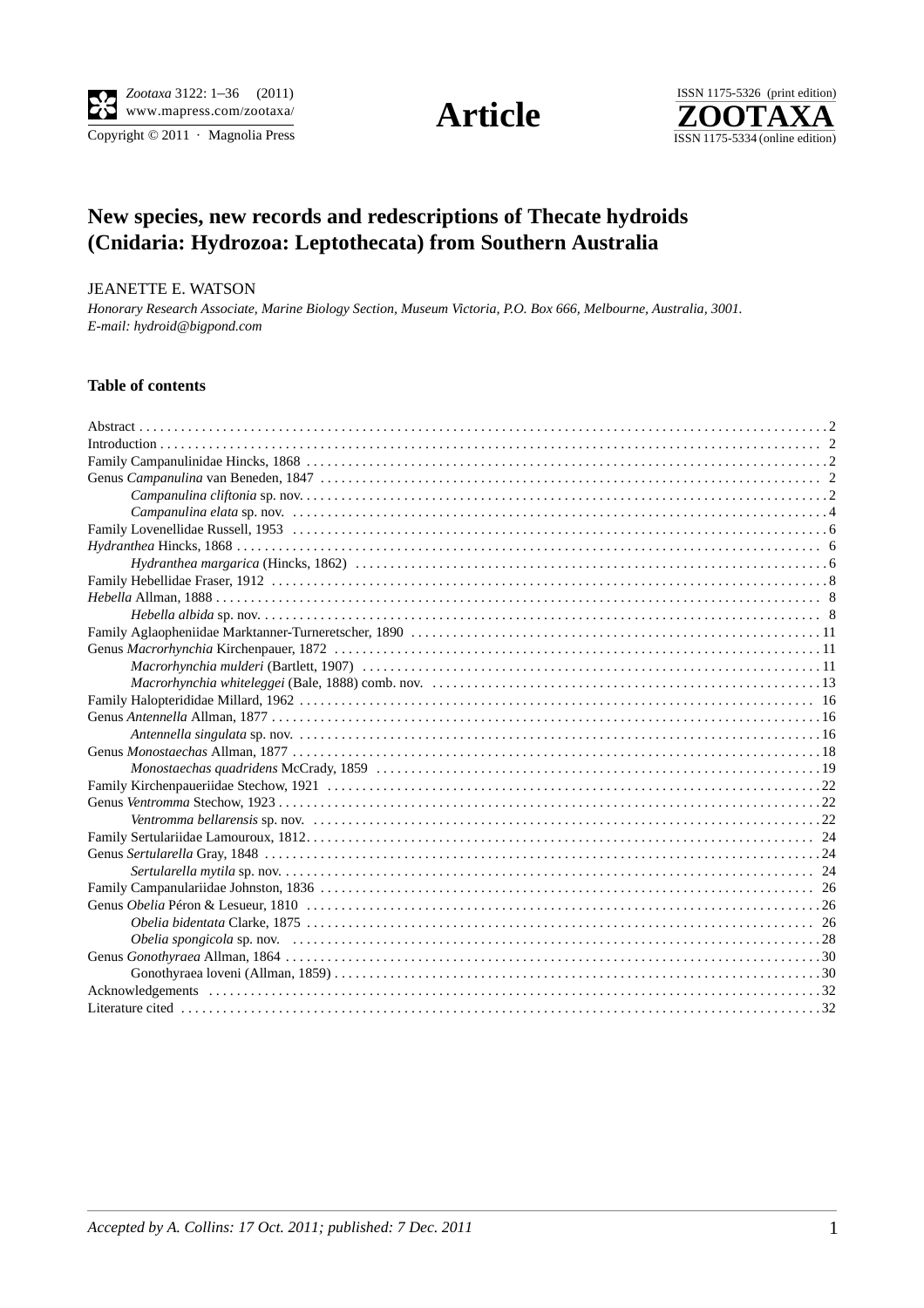Zootaxa 3122: 1–36 (2011)
www.mapress.com/zootaxa/
Copyright © 2011 · Magnolia Press

**Article**

ISSN 1175-5326 (print edition)
**ZOOTAXA**
ISSN 1175-5334 (online edition)

# New species, new records and redescriptions of Thecate hydroids (Cnidaria: Hydrozoa: Leptothecata) from Southern Australia

JEANETTE E. WATSON

*Honorary Research Associate, Marine Biology Section, Museum Victoria, P.O. Box 666, Melbourne, Australia, 3001.*
*E-mail: hydroid@bigpond.com*

## Table of contents

Abstract . . . . . 2
Introduction . . . . . 2
Family Campanulinidae Hincks, 1868 . . . . . 2
Genus *Campanulina* van Beneden, 1847 . . . . . 2
*Campanulina cliftonia* sp. nov. . . . . . 2
*Campanulina elata* sp. nov. . . . . . 4
Family Lovenellidae Russell, 1953 . . . . . 6
*Hydranthea* Hincks, 1868 . . . . . 6
*Hydranthea margarica* (Hincks, 1862) . . . . . 6
Family Hebellidae Fraser, 1912 . . . . . 8
*Hebella* Allman, 1888 . . . . . 8
*Hebella albida* sp. nov. . . . . . 8
Family Aglaopheniidae Marktanner-Turneretscher, 1890 . . . . . 11
Genus *Macrorhynchia* Kirchenpauer, 1872 . . . . . 11
*Macrorhynchia mulderi* (Bartlett, 1907) . . . . . 11
*Macrorhynchia whiteleggei* (Bale, 1888) comb. nov. . . . . . 13
Family Halopterididae Millard, 1962 . . . . . 16
Genus *Antennella* Allman, 1877 . . . . . 16
*Antennella singulata* sp. nov. . . . . . 16
Genus *Monostaechas* Allman, 1877 . . . . . 18
*Monostaechas quadridens* McCrady, 1859 . . . . . 19
Family Kirchenpaueriidae Stechow, 1921 . . . . . 22
Genus *Ventromma* Stechow, 1923 . . . . . 22
*Ventromma bellarensis* sp. nov. . . . . . 22
Family Sertulariidae Lamouroux, 1812. . . . . . 24
Genus *Sertularella* Gray, 1848 . . . . . 24
*Sertularella mytila* sp. nov. . . . . . 24
Family Campanulariidae Johnston, 1836 . . . . . 26
Genus *Obelia* Péron & Lesueur, 1810 . . . . . 26
*Obelia bidentata* Clarke, 1875 . . . . . 26
*Obelia spongicola* sp. nov. . . . . . 28
Genus *Gonothyraea* Allman, 1864 . . . . . 30
Gonothyraea loveni (Allman, 1859) . . . . . 30
Acknowledgements . . . . . 32
Literature cited . . . . . 32

*Accepted by A. Collins: 17 Oct. 2011; published: 7 Dec. 2011*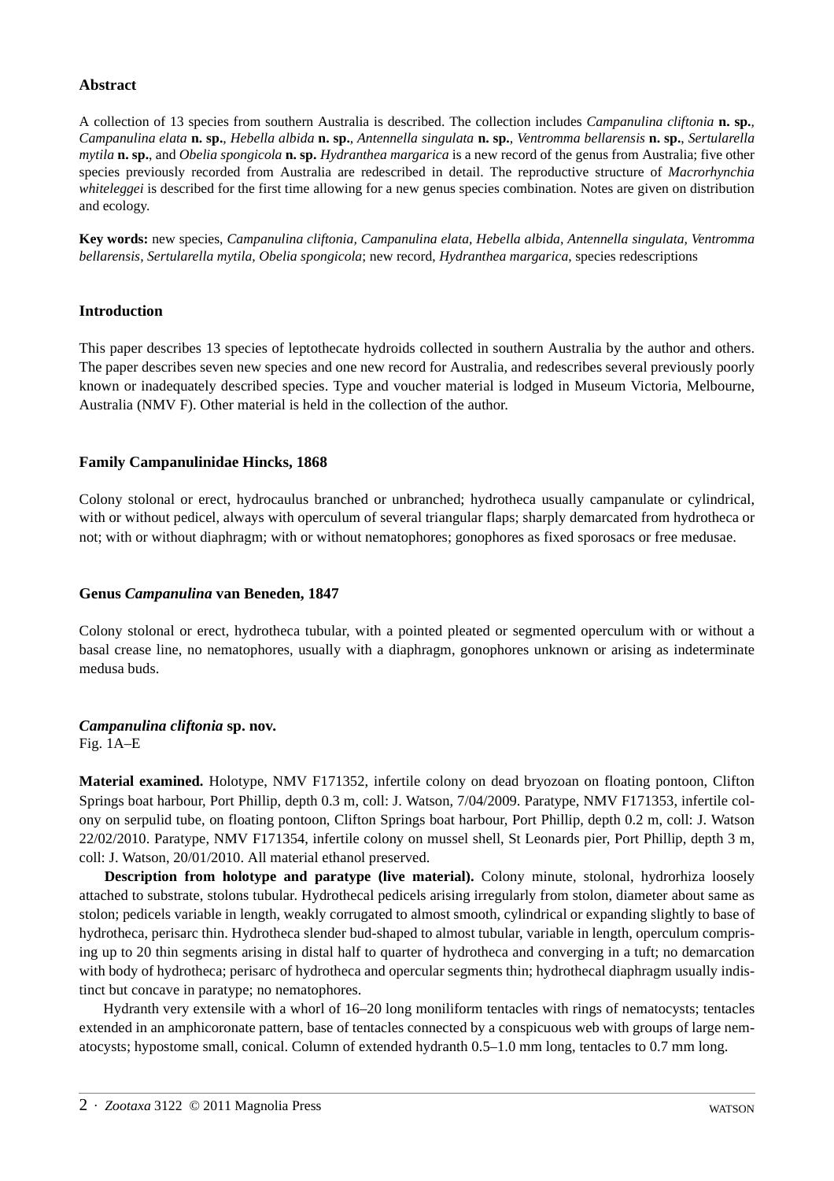## Abstract

A collection of 13 species from southern Australia is described. The collection includes *Campanulina cliftonia* **n. sp.**, *Campanulina elata* **n. sp.**, *Hebella albida* **n. sp.**, *Antennella singulata* **n. sp.**, *Ventromma bellarensis* **n. sp.**, *Sertularella mytila* **n. sp.**, and *Obelia spongicola* **n. sp.** *Hydranthea margarica* is a new record of the genus from Australia; five other species previously recorded from Australia are redescribed in detail. The reproductive structure of *Macrorhynchia whiteleggei* is described for the first time allowing for a new genus species combination. Notes are given on distribution and ecology.

**Key words:** new species, *Campanulina cliftonia, Campanulina elata, Hebella albida, Antennella singulata, Ventromma bellarensis, Sertularella mytila, Obelia spongicola*; new record, *Hydranthea margarica*, species redescriptions

## Introduction

This paper describes 13 species of leptothecate hydroids collected in southern Australia by the author and others. The paper describes seven new species and one new record for Australia, and redescribes several previously poorly known or inadequately described species. Type and voucher material is lodged in Museum Victoria, Melbourne, Australia (NMV F). Other material is held in the collection of the author.

## Family Campanulinidae Hincks, 1868

Colony stolonal or erect, hydrocaulus branched or unbranched; hydrotheca usually campanulate or cylindrical, with or without pedicel, always with operculum of several triangular flaps; sharply demarcated from hydrotheca or not; with or without diaphragm; with or without nematophores; gonophores as fixed sporosacs or free medusae.

## Genus *Campanulina* van Beneden, 1847

Colony stolonal or erect, hydrotheca tubular, with a pointed pleated or segmented operculum with or without a basal crease line, no nematophores, usually with a diaphragm, gonophores unknown or arising as indeterminate medusa buds.

### *Campanulina cliftonia* sp. nov.

Fig. 1A–E

**Material examined.** Holotype, NMV F171352, infertile colony on dead bryozoan on floating pontoon, Clifton Springs boat harbour, Port Phillip, depth 0.3 m, coll: J. Watson, 7/04/2009. Paratype, NMV F171353, infertile colony on serpulid tube, on floating pontoon, Clifton Springs boat harbour, Port Phillip, depth 0.2 m, coll: J. Watson 22/02/2010. Paratype, NMV F171354, infertile colony on mussel shell, St Leonards pier, Port Phillip, depth 3 m, coll: J. Watson, 20/01/2010. All material ethanol preserved.

**Description from holotype and paratype (live material).** Colony minute, stolonal, hydrorhiza loosely attached to substrate, stolons tubular. Hydrothecal pedicels arising irregularly from stolon, diameter about same as stolon; pedicels variable in length, weakly corrugated to almost smooth, cylindrical or expanding slightly to base of hydrotheca, perisarc thin. Hydrotheca slender bud-shaped to almost tubular, variable in length, operculum comprising up to 20 thin segments arising in distal half to quarter of hydrotheca and converging in a tuft; no demarcation with body of hydrotheca; perisarc of hydrotheca and opercular segments thin; hydrothecal diaphragm usually indistinct but concave in paratype; no nematophores.

Hydranth very extensile with a whorl of 16–20 long moniliform tentacles with rings of nematocysts; tentacles extended in an amphicoronate pattern, base of tentacles connected by a conspicuous web with groups of large nematocysts; hypostome small, conical. Column of extended hydranth 0.5–1.0 mm long, tentacles to 0.7 mm long.